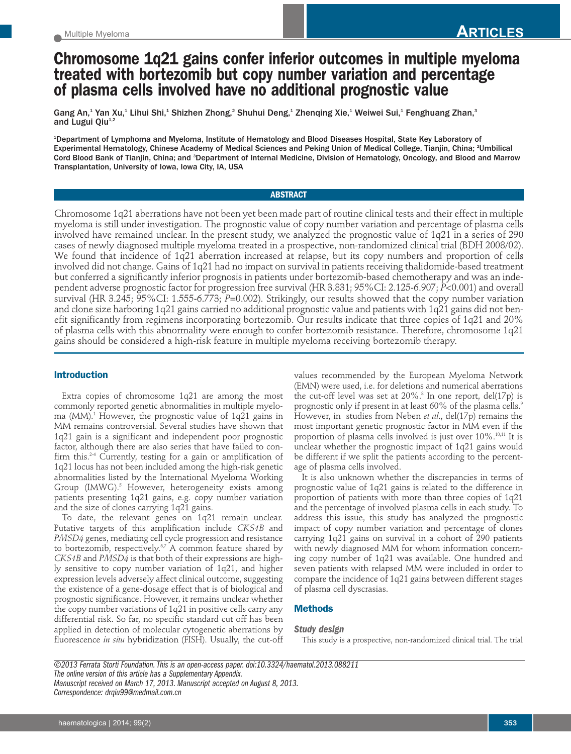# Chromosome 1q21 gains confer inferior outcomes in multiple myeloma treated with bortezomib but copy number variation and percentage of plasma cells involved have no additional prognostic value

Gang An,[1] Yan Xu,[1] Lihui Shi,[1] Shizhen Zhong,[2] Shuhui Deng,[1] Zhenqing Xie,[1] Weiwei Sui,[1] Fenghuang Zhan,[3] and Lugui Qiu[1,2]

[1]Department of Lymphoma and Myeloma, Institute of Hematology and Blood Diseases Hospital, State Key Laboratory of Experimental Hematology, Chinese Academy of Medical Sciences and Peking Union of Medical College, Tianjin, China; [2]Umbilical Cord Blood Bank of Tianjin, China; and [3]Department of Internal Medicine, Division of Hematology, Oncology, and Blood and Marrow Transplantation, University of Iowa, Iowa City, IA, USA

## ABSTRACT

Chromosome 1q21 aberrations have not been yet been made part of routine clinical tests and their effect in multiple myeloma is still under investigation. The prognostic value of copy number variation and percentage of plasma cells involved have remained unclear. In the present study, we analyzed the prognostic value of 1q21 in a series of 290 cases of newly diagnosed multiple myeloma treated in a prospective, non-randomized clinical trial (BDH 2008/02). We found that incidence of 1q21 aberration increased at relapse, but its copy numbers and proportion of cells involved did not change. Gains of 1q21 had no impact on survival in patients receiving thalidomide-based treatment but conferred a significantly inferior prognosis in patients under bortezomib-based chemotherapy and was an independent adverse prognostic factor for progression free survival (HR 3.831; 95%CI: 2.125-6.907; $P<0.001$) and overall survival (HR 3.245; 95%CI: 1.555-6.773; $P=0.002$). Strikingly, our results showed that the copy number variation and clone size harboring 1q21 gains carried no additional prognostic value and patients with 1q21 gains did not benefit significantly from regimens incorporating bortezomib. Our results indicate that three copies of 1q21 and 20% of plasma cells with this abnormality were enough to confer bortezomib resistance. Therefore, chromosome 1q21 gains should be considered a high-risk feature in multiple myeloma receiving bortezomib therapy.

## Introduction

Extra copies of chromosome 1q21 are among the most commonly reported genetic abnormalities in multiple myeloma (MM).[1] However, the prognostic value of 1q21 gains in MM remains controversial. Several studies have shown that 1q21 gain is a significant and independent poor prognostic factor, although there are also series that have failed to confirm this.[2-4] Currently, testing for a gain or amplification of 1q21 locus has not been included among the high-risk genetic abnormalities listed by the International Myeloma Working Group (IMWG).[5] However, heterogeneity exists among patients presenting 1q21 gains, e.g. copy number variation and the size of clones carrying 1q21 gains.

To date, the relevant genes on 1q21 remain unclear. Putative targets of this amplification include *CKS1B* and *PMSD4* genes, mediating cell cycle progression and resistance to bortezomib, respectively.[6,7] A common feature shared by *CKS1B* and *PMSD4* is that both of their expressions are highly sensitive to copy number variation of 1q21, and higher expression levels adversely affect clinical outcome, suggesting the existence of a gene-dosage effect that is of biological and prognostic significance. However, it remains unclear whether the copy number variations of 1q21 in positive cells carry any differential risk. So far, no specific standard cut off has been applied in detection of molecular cytogenetic aberrations by fluorescence *in situ* hybridization (FISH). Usually, the cut-off values recommended by the European Myeloma Network (EMN) were used, i.e. for deletions and numerical aberrations the cut-off level was set at 20%.[8] In one report, del(17p) is prognostic only if present in at least 60% of the plasma cells.[9] However, in studies from Neben *et al.*, del(17p) remains the most important genetic prognostic factor in MM even if the proportion of plasma cells involved is just over 10%.[10,11] It is unclear whether the prognostic impact of 1q21 gains would be different if we split the patients according to the percentage of plasma cells involved.

It is also unknown whether the discrepancies in terms of prognostic value of 1q21 gains is related to the difference in proportion of patients with more than three copies of 1q21 and the percentage of involved plasma cells in each study. To address this issue, this study has analyzed the prognostic impact of copy number variation and percentage of clones carrying 1q21 gains on survival in a cohort of 290 patients with newly diagnosed MM for whom information concerning copy number of 1q21 was available. One hundred and seven patients with relapsed MM were included in order to compare the incidence of 1q21 gains between different stages of plasma cell dyscrasias.

## Methods

### Study design

This study is a prospective, non-randomized clinical trial. The trial

©2013 Ferrata Storti Foundation. This is an open-access paper. doi:10.3324/haematol.2013.088211
The online version of this article has a Supplementary Appendix.
Manuscript received on March 17, 2013. Manuscript accepted on August 8, 2013.
Correspondence: drqiu99@medmail.com.cn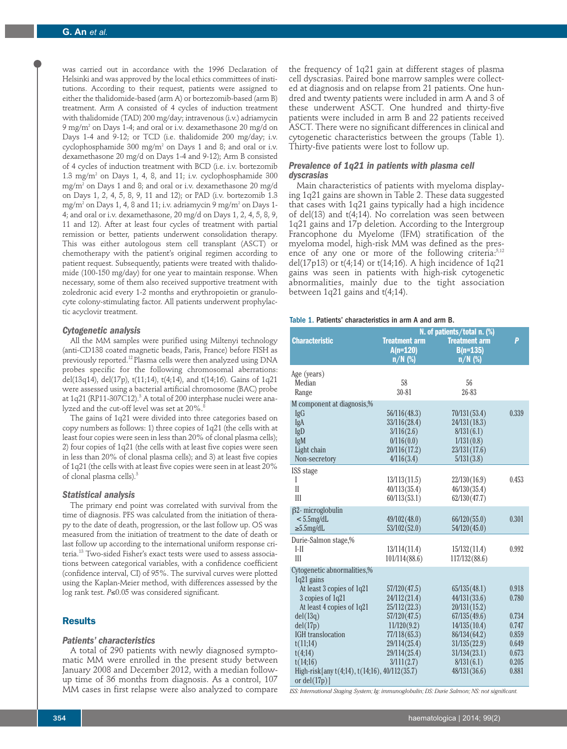was carried out in accordance with the 1996 Declaration of Helsinki and was approved by the local ethics committees of institutions. According to their request, patients were assigned to either the thalidomide-based (arm A) or bortezomib-based (arm B) treatment. Arm A consisted of 4 cycles of induction treatment with thalidomide (TAD) 200 mg/day; intravenous (i.v.) adriamycin 9 mg/m$^2$ on Days 1-4; and oral or i.v. dexamethasone 20 mg/d on Days 1-4 and 9-12; or TCD (i.e. thalidomide 200 mg/day; i.v. cyclophosphamide 300 mg/m$^2$ on Days 1 and 8; and oral or i.v. dexamethasone 20 mg/d on Days 1-4 and 9-12); Arm B consisted of 4 cycles of induction treatment with BCD (i.e. i.v. bortezomib 1.3 mg/m$^2$ on Days 1, 4, 8, and 11; i.v. cyclophosphamide 300 mg/m$^2$ on Days 1 and 8; and oral or i.v. dexamethasone 20 mg/d on Days 1, 2, 4, 5, 8, 9, 11 and 12); or PAD (i.v. bortezomib 1.3 mg/m$^2$ on Days 1, 4, 8 and 11; i.v. adriamycin 9 mg/m$^2$ on Days 1-4; and oral or i.v. dexamethasone, 20 mg/d on Days 1, 2, 4, 5, 8, 9, 11 and 12). After at least four cycles of treatment with partial remission or better, patients underwent consolidation therapy. This was either autologous stem cell transplant (ASCT) or chemotherapy with the patient's original regimen according to patient request. Subsequently, patients were treated with thalidomide (100-150 mg/day) for one year to maintain response. When necessary, some of them also received supportive treatment with zoledronic acid every 1-2 months and erythropoietin or granulocyte colony-stimulating factor. All patients underwent prophylactic acyclovir treatment.

### Cytogenetic analysis

All the MM samples were purified using Miltenyi technology (anti-CD138 coated magnetic beads, Paris, France) before FISH as previously reported.[12] Plasma cells were then analyzed using DNA probes specific for the following chromosomal aberrations: del(13q14), del(17p), t(11;14), t(4;14), and t(14;16). Gains of 1q21 were assessed using a bacterial artificial chromosome (BAC) probe at 1q21 (RP11-307C12).[3] A total of 200 interphase nuclei were analyzed and the cut-off level was set at 20%.[8]

The gains of 1q21 were divided into three categories based on copy numbers as follows: 1) three copies of 1q21 (the cells with at least four copies were seen in less than 20% of clonal plasma cells); 2) four copies of 1q21 (the cells with at least five copies were seen in less than 20% of clonal plasma cells); and 3) at least five copies of 1q21 (the cells with at least five copies were seen in at least 20% of clonal plasma cells).[3]

### Statistical analysis

The primary end point was correlated with survival from the time of diagnosis. PFS was calculated from the initiation of therapy to the date of death, progression, or the last follow up. OS was measured from the initiation of treatment to the date of death or last follow up according to the international uniform response criteria.[13] Two-sided Fisher's exact tests were used to assess associations between categorical variables, with a confidence coefficient (confidence interval, CI) of 95%. The survival curves were plotted using the Kaplan-Meier method, with differences assessed by the log rank test. $P \leq 0.05$ was considered significant.

## Results

### Patients' characteristics

A total of 290 patients with newly diagnosed symptomatic MM were enrolled in the present study between January 2008 and December 2012, with a median follow-up time of 36 months from diagnosis. As a control, 107 MM cases in first relapse were also analyzed to compare the frequency of 1q21 gain at different stages of plasma cell dyscrasias. Paired bone marrow samples were collected at diagnosis and on relapse from 21 patients. One hundred and twenty patients were included in arm A and 3 of these underwent ASCT. One hundred and thirty-five patients were included in arm B and 22 patients received ASCT. There were no significant differences in clinical and cytogenetic characteristics between the groups (Table 1). Thirty-five patients were lost to follow up.

### Prevalence of 1q21 in patients with plasma cell dyscrasias

Main characteristics of patients with myeloma displaying 1q21 gains are shown in Table 2. These data suggested that cases with 1q21 gains typically had a high incidence of del(13) and t(4;14). No correlation was seen between 1q21 gains and 17p deletion. According to the Intergroup Francophone du Myelome (IFM) stratification of the myeloma model, high-risk MM was defined as the presence of any one or more of the following criteria:[5,12] del(17p13) or t(4;14) or t(14;16). A high incidence of 1q21 gains was seen in patients with high-risk cytogenetic abnormalities, mainly due to the tight association between 1q21 gains and t(4;14).

Table 1. Patients' characteristics in arm A and arm B.

| Characteristic | N. of patients/total n. (%) Treatment arm A(n=120) n/N (%) | Treatment arm B(n=135) n/N (%) | P |
|---|---|---|---|
| Age (years) | | | |
| Median | 58 | 56 | |
| Range | 30-81 | 26-83 | |
| M component at diagnosis,% | | | |
| IgG | 56/116(48.3) | 70/131(53.4) | 0.339 |
| IgA | 33/116(28.4) | 24/131(18.3) | |
| IgD | 3/116(2.6) | 8/131(6.1) | |
| IgM | 0/116(0.0) | 1/131(0.8) | |
| Light chain | 20/116(17.2) | 23/131(17.6) | |
| Non-secretory | 4/116(3.4) | 5/131(3.8) | |
| ISS stage | | | |
| I | 13/113(11.5) | 22/130(16.9) | 0.453 |
| II | 40/113(35.4) | 46/130(35.4) | |
| III | 60/113(53.1) | 62/130(47.7) | |
| β2- microglobulin | | | |
| <5.5mg/dL | 49/102(48.0) | 66/120(55.0) | 0.301 |
| ≥5.5mg/dL | 53/102(52.0) | 54/120(45.0) | |
| Durie-Salmon stage,% | | | |
| I-II | 13/114(11.4) | 15/132(11.4) | 0.992 |
| III | 101/114(88.6) | 117/132(88.6) | |
| Cytogenetic abnormalities,% | | | |
| 1q21 gains | | | |
| At least 3 copies of 1q21 | 57/120(47.5) | 65/135(48.1) | 0.918 |
| 3 copies of 1q21 | 24/112(21.4) | 44/131(33.6) | 0.780 |
| At least 4 copies of 1q21 | 25/112(22.3) | 20/131(15.2) | |
| del(13q) | 57/120(47.5) | 67/135(49.6) | 0.734 |
| del(17p) | 11/120(9.2) | 14/135(10.4) | 0.747 |
| IGH translocation | 77/118(65.3) | 86/134(64.2) | 0.859 |
| t(11;14) | 29/114(25.4) | 31/135(22.9) | 0.649 |
| t(4;14) | 29/114(25.4) | 31/134(23.1) | 0.673 |
| t(14;16) | 3/111(2.7) | 8/131(6.1) | 0.205 |
| High-risk[any t(4;14), t(14;16), or del(17p)] | 40/112(35.7) | 48/131(36.6) | 0.881 |

ISS: International Staging System; Ig: immunoglobulin; DS: Durie Salmon; NS: not significant.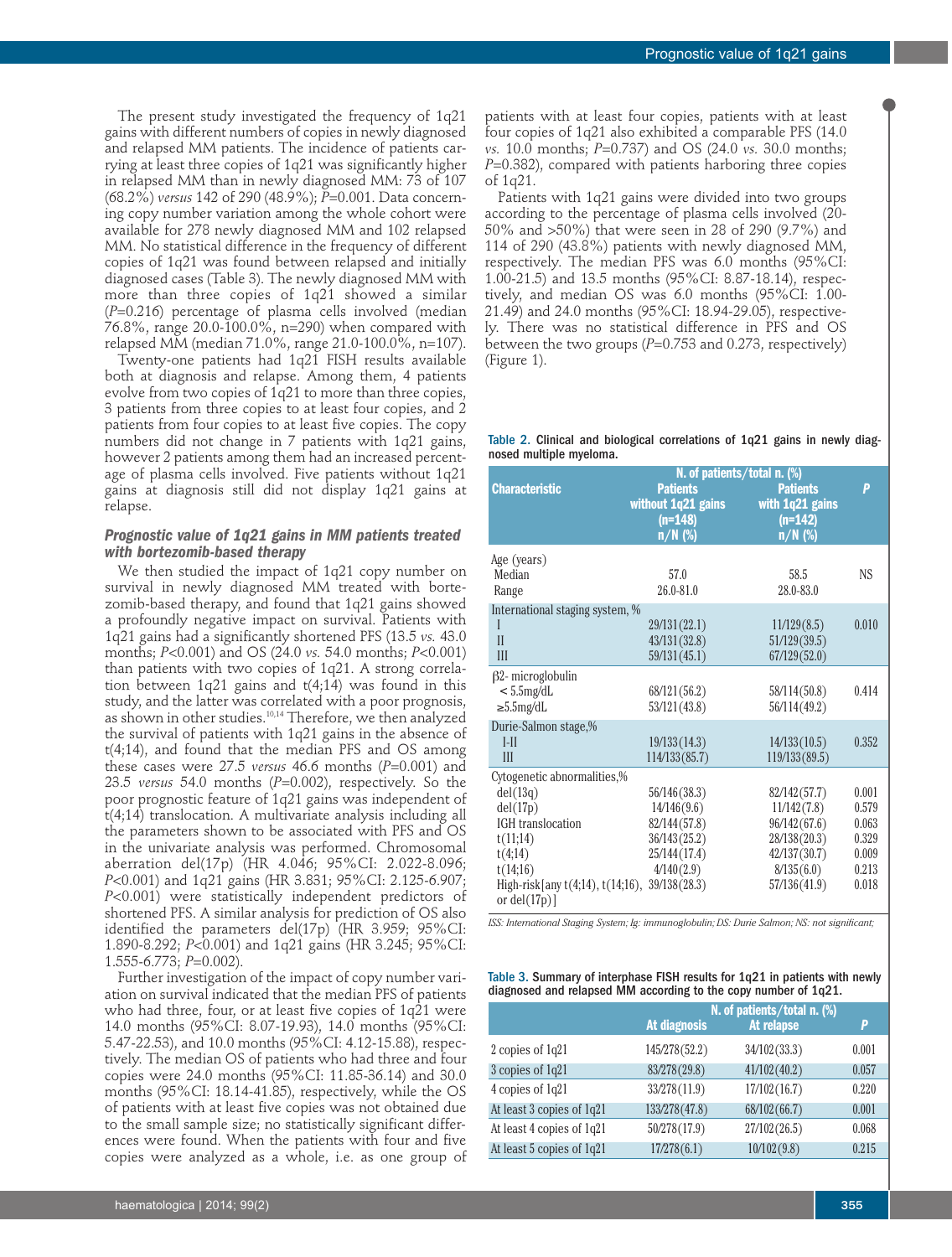The present study investigated the frequency of 1q21 gains with different numbers of copies in newly diagnosed and relapsed MM patients. The incidence of patients carrying at least three copies of 1q21 was significantly higher in relapsed MM than in newly diagnosed MM: 73 of 107 (68.2%) *versus* 142 of 290 (48.9%); *P*=0.001. Data concerning copy number variation among the whole cohort were available for 278 newly diagnosed MM and 102 relapsed MM. No statistical difference in the frequency of different copies of 1q21 was found between relapsed and initially diagnosed cases (Table 3). The newly diagnosed MM with more than three copies of 1q21 showed a similar (*P*=0.216) percentage of plasma cells involved (median 76.8%, range 20.0-100.0%, n=290) when compared with relapsed MM (median 71.0%, range 21.0-100.0%, n=107).

Twenty-one patients had 1q21 FISH results available both at diagnosis and relapse. Among them, 4 patients evolve from two copies of 1q21 to more than three copies, 3 patients from three copies to at least four copies, and 2 patients from four copies to at least five copies. The copy numbers did not change in 7 patients with 1q21 gains, however 2 patients among them had an increased percentage of plasma cells involved. Five patients without 1q21 gains at diagnosis still did not display 1q21 gains at relapse.

### *Prognostic value of 1q21 gains in MM patients treated with bortezomib-based therapy*

We then studied the impact of 1q21 copy number on survival in newly diagnosed MM treated with bortezomib-based therapy, and found that 1q21 gains showed a profoundly negative impact on survival. Patients with 1q21 gains had a significantly shortened PFS (13.5 *vs.* 43.0 months; *P*<0.001) and OS (24.0 *vs.* 54.0 months; *P*<0.001) than patients with two copies of 1q21. A strong correlation between 1q21 gains and t(4;14) was found in this study, and the latter was correlated with a poor prognosis, as shown in other studies.[10,14] Therefore, we then analyzed the survival of patients with 1q21 gains in the absence of t(4;14), and found that the median PFS and OS among these cases were 27.5 *versus* 46.6 months (*P*=0.001) and 23.5 *versus* 54.0 months (*P*=0.002), respectively. So the poor prognostic feature of 1q21 gains was independent of t(4;14) translocation. A multivariate analysis including all the parameters shown to be associated with PFS and OS in the univariate analysis was performed. Chromosomal aberration del(17p) (HR 4.046; 95%CI: 2.022-8.096; *P*<0.001) and 1q21 gains (HR 3.831; 95%CI: 2.125-6.907; *P*<0.001) were statistically independent predictors of shortened PFS. A similar analysis for prediction of OS also identified the parameters del(17p) (HR 3.959; 95%CI: 1.890-8.292; *P*<0.001) and 1q21 gains (HR 3.245; 95%CI: 1.555-6.773; *P*=0.002).

Further investigation of the impact of copy number variation on survival indicated that the median PFS of patients who had three, four, or at least five copies of 1q21 were 14.0 months (95%CI: 8.07-19.93), 14.0 months (95%CI: 5.47-22.53), and 10.0 months (95%CI: 4.12-15.88), respectively. The median OS of patients who had three and four copies were 24.0 months (95%CI: 11.85-36.14) and 30.0 months (95%CI: 18.14-41.85), respectively, while the OS of patients with at least five copies was not obtained due to the small sample size; no statistically significant differences were found. When the patients with four and five copies were analyzed as a whole, i.e. as one group of patients with at least four copies, patients with at least four copies of 1q21 also exhibited a comparable PFS (14.0 *vs.* 10.0 months; *P*=0.737) and OS (24.0 *vs.* 30.0 months; *P*=0.382), compared with patients harboring three copies of 1q21.

Patients with 1q21 gains were divided into two groups according to the percentage of plasma cells involved (20-50% and >50%) that were seen in 28 of 290 (9.7%) and 114 of 290 (43.8%) patients with newly diagnosed MM, respectively. The median PFS was 6.0 months (95%CI: 1.00-21.5) and 13.5 months (95%CI: 8.87-18.14), respectively, and median OS was 6.0 months (95%CI: 1.00-21.49) and 24.0 months (95%CI: 18.94-29.05), respectively. There was no statistical difference in PFS and OS between the two groups (*P*=0.753 and 0.273, respectively) (Figure 1).

**Table 2. Clinical and biological correlations of 1q21 gains in newly diagnosed multiple myeloma.**

| Characteristic | N. of patients/total n. (%) Patients without 1q21 gains (n=148) n/N (%) | Patients with 1q21 gains (n=142) n/N (%) | P |
|---|---|---|---|
| Age (years) | | | |
| Median | 57.0 | 58.5 | NS |
| Range | 26.0-81.0 | 28.0-83.0 | |
| International staging system, % | | | |
| I | 29/131(22.1) | 11/129(8.5) | 0.010 |
| II | 43/131(32.8) | 51/129(39.5) | |
| III | 59/131(45.1) | 67/129(52.0) | |
| β2- microglobulin | | | |
| < 5.5mg/dL | 68/121(56.2) | 58/114(50.8) | 0.414 |
| ≥5.5mg/dL | 53/121(43.8) | 56/114(49.2) | |
| Durie-Salmon stage,% | | | |
| I-II | 19/133(14.3) | 14/133(10.5) | 0.352 |
| III | 114/133(85.7) | 119/133(89.5) | |
| Cytogenetic abnormalities,% | | | |
| del(13q) | 56/146(38.3) | 82/142(57.7) | 0.001 |
| del(17p) | 14/146(9.6) | 11/142(7.8) | 0.579 |
| IGH translocation | 82/144(57.8) | 96/142(67.6) | 0.063 |
| t(11;14) | 36/143(25.2) | 28/138(20.3) | 0.329 |
| t(4;14) | 25/144(17.4) | 42/137(30.7) | 0.009 |
| t(14;16) | 4/140(2.9) | 8/135(6.0) | 0.213 |
| High-risk[any t(4;14), t(14;16), or del(17p)] | 39/138(28.3) | 57/136(41.9) | 0.018 |

*ISS: International Staging System; Ig: immunoglobulin; DS: Durie Salmon; NS: not significant;*

**Table 3. Summary of interphase FISH results for 1q21 in patients with newly diagnosed and relapsed MM according to the copy number of 1q21.**

| | N. of patients/total n. (%) At diagnosis | At relapse | P |
|---|---|---|---|
| 2 copies of 1q21 | 145/278(52.2) | 34/102(33.3) | 0.001 |
| 3 copies of 1q21 | 83/278(29.8) | 41/102(40.2) | 0.057 |
| 4 copies of 1q21 | 33/278(11.9) | 17/102(16.7) | 0.220 |
| At least 3 copies of 1q21 | 133/278(47.8) | 68/102(66.7) | 0.001 |
| At least 4 copies of 1q21 | 50/278(17.9) | 27/102(26.5) | 0.068 |
| At least 5 copies of 1q21 | 17/278(6.1) | 10/102(9.8) | 0.215 |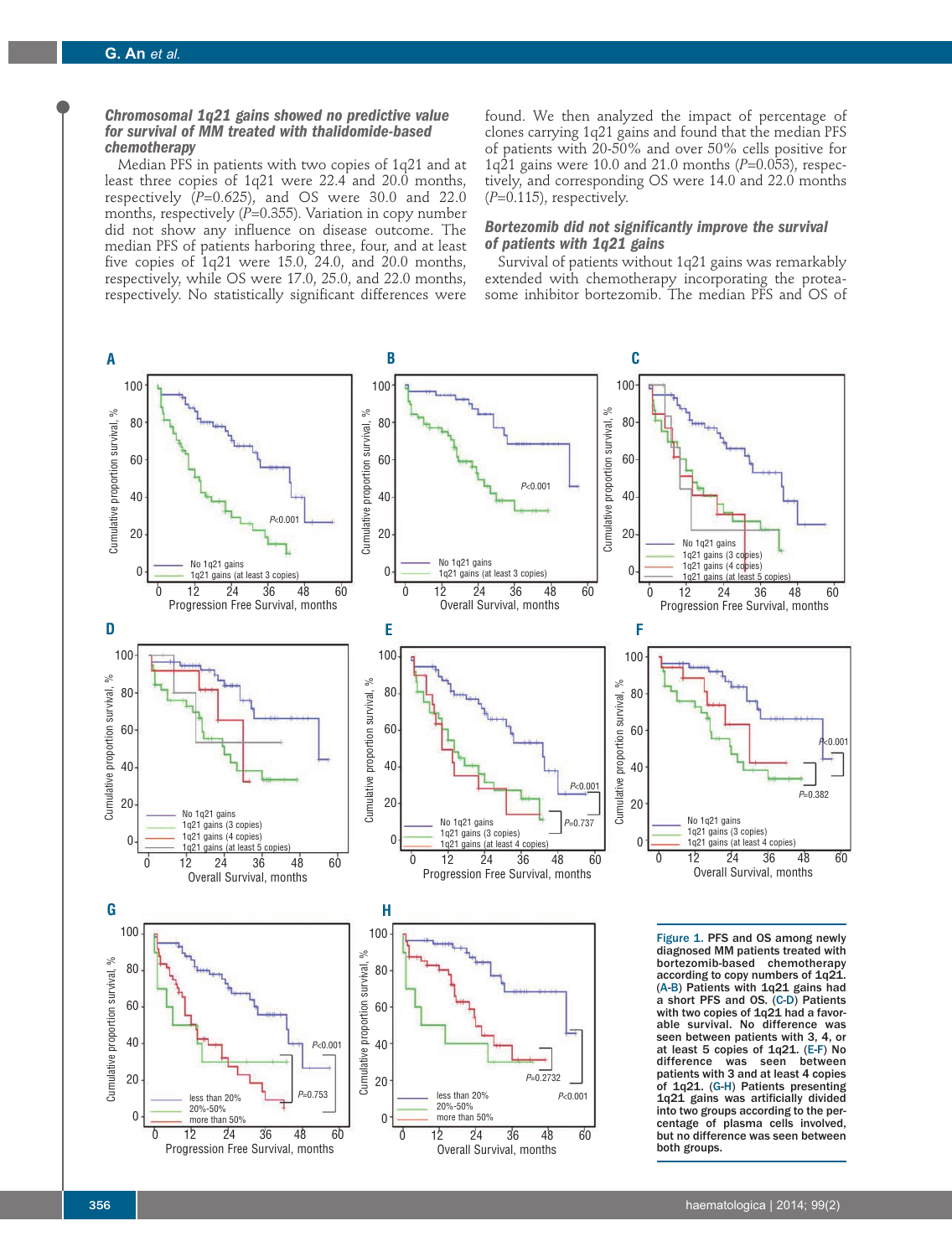### Chromosomal 1q21 gains showed no predictive value for survival of MM treated with thalidomide-based chemotherapy

Median PFS in patients with two copies of 1q21 and at least three copies of 1q21 were 22.4 and 20.0 months, respectively ($P$=0.625), and OS were 30.0 and 22.0 months, respectively ($P$=0.355). Variation in copy number did not show any influence on disease outcome. The median PFS of patients harboring three, four, and at least five copies of 1q21 were 15.0, 24.0, and 20.0 months, respectively, while OS were 17.0, 25.0, and 22.0 months, respectively. No statistically significant differences were found. We then analyzed the impact of percentage of clones carrying 1q21 gains and found that the median PFS of patients with 20-50% and over 50% cells positive for 1q21 gains were 10.0 and 21.0 months ($P$=0.053), respectively, and corresponding OS were 14.0 and 22.0 months ($P$=0.115), respectively.

### Bortezomib did not significantly improve the survival of patients with 1q21 gains

Survival of patients without 1q21 gains was remarkably extended with chemotherapy incorporating the proteasome inhibitor bortezomib. The median PFS and OS of

**Figure 1.** PFS and OS among newly diagnosed MM patients treated with bortezomib-based chemotherapy according to copy numbers of 1q21. (A-B) Patients with 1q21 gains had a short PFS and OS. (C-D) Patients with two copies of 1q21 had a favorable survival. No difference was seen between patients with 3, 4, or at least 5 copies of 1q21. (E-F) No difference was seen between patients with 3 and at least 4 copies of 1q21. (G-H) Patients presenting 1q21 gains was artificially divided into two groups according to the percentage of plasma cells involved, but no difference was seen between both groups.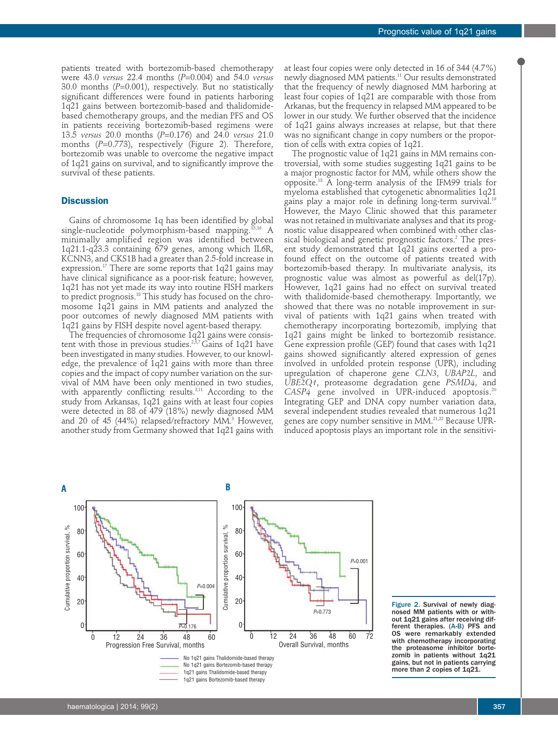patients treated with bortezomib-based chemotherapy were 43.0 *versus* 22.4 months ($P$=0.004) and 54.0 *versus* 30.0 months ($P$=0.001), respectively. But no statistically significant differences were found in patients harboring 1q21 gains between bortezomib-based and thalidomide-based chemotherapy groups, and the median PFS and OS in patients receiving bortezomib-based regimens were 13.5 *versus* 20.0 months ($P$=0.176) and 24.0 *versus* 21.0 months ($P$=0.773), respectively (Figure 2). Therefore, bortezomib was unable to overcome the negative impact of 1q21 gains on survival, and to significantly improve the survival of these patients.

## Discussion

Gains of chromosome 1q has been identified by global single-nucleotide polymorphism-based mapping.[15,16] A minimally amplified region was identified between 1q21.1-q23.3 containing 679 genes, among which IL6R, KCNN3, and CKS1B had a greater than 2.5-fold increase in expression.[17] There are some reports that 1q21 gains may have clinical significance as a poor-risk feature; however, 1q21 has not yet made its way into routine FISH markers to predict prognosis.[18] This study has focused on the chromosome 1q21 gains in MM patients and analyzed the poor outcomes of newly diagnosed MM patients with 1q21 gains by FISH despite novel agent-based therapy.

The frequencies of chromosome 1q21 gains were consistent with those in previous studies.[2,3,7] Gains of 1q21 have been investigated in many studies. However, to our knowledge, the prevalence of 1q21 gains with more than three copies and the impact of copy number variation on the survival of MM have been only mentioned in two studies, with apparently conflicting results.[3,11] According to the study from Arkansas, 1q21 gains with at least four copies were detected in 88 of 479 (18%) newly diagnosed MM and 20 of 45 (44%) relapsed/refractory MM.[3] However, another study from Germany showed that 1q21 gains with at least four copies were only detected in 16 of 344 (4.7%) newly diagnosed MM patients.[11] Our results demonstrated that the frequency of newly diagnosed MM harboring at least four copies of 1q21 are comparable with those from Arkanas, but the frequency in relapsed MM appeared to be lower in our study. We further observed that the incidence of 1q21 gains always increases at relapse, but that there was no significant change in copy numbers or the proportion of cells with extra copies of 1q21.

The prognostic value of 1q21 gains in MM remains controversial, with some studies suggesting 1q21 gains to be a major prognostic factor for MM, while others show the opposite.[18] A long-term analysis of the IFM99 trials for myeloma established that cytogenetic abnormalities 1q21 gains play a major role in defining long-term survival.[19] However, the Mayo Clinic showed that this parameter was not retained in multivariate analyses and that its prognostic value disappeared when combined with other classical biological and genetic prognostic factors.[2] The present study demonstrated that 1q21 gains exerted a profound effect on the outcome of patients treated with bortezomib-based therapy. In multivariate analysis, its prognostic value was almost as powerful as del(17p). However, 1q21 gains had no effect on survival treated with thalidomide-based chemotherapy. Importantly, we showed that there was no notable improvement in survival of patients with 1q21 gains when treated with chemotherapy incorporating bortezomib, implying that 1q21 gains might be linked to bortezomib resistance. Gene expression profile (GEP) found that cases with 1q21 gains showed significantly altered expression of genes involved in unfolded protein response (UPR), including upregulation of chaperone gene *CLN3*, *UBAP2L*, and *UBE2Q1*, proteasome degradation gene *PSMD4*, and *CASP4* gene involved in UPR-induced apoptosis.[20] Integrating GEP and DNA copy number variation data, several independent studies revealed that numerous 1q21 genes are copy number sensitive in MM.[21,22] Because UPR-induced apoptosis plays an important role in the sensitivi-

Figure 2. Survival of newly diagnosed MM patients with or without 1q21 gains after receiving different therapies. (A-B) PFS and OS were remarkably extended with chemotherapy incorporating the proteasome inhibitor bortezomib in patients without 1q21 gains, but not in patients carrying more than 2 copies of 1q21.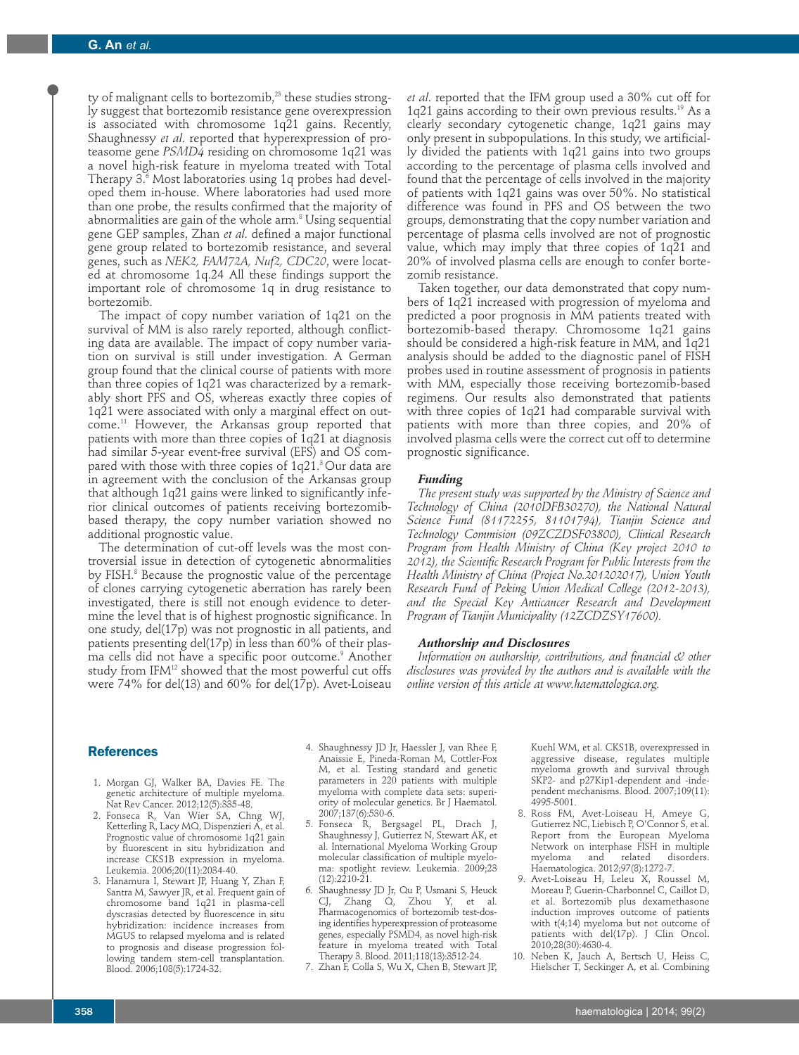ty of malignant cells to bortezomib,[23] these studies strongly suggest that bortezomib resistance gene overexpression is associated with chromosome 1q21 gains. Recently, Shaughnessy *et al*. reported that hyperexpression of proteasome gene *PSMD4* residing on chromosome 1q21 was a novel high-risk feature in myeloma treated with Total Therapy 3.[6] Most laboratories using 1q probes had developed them in-house. Where laboratories had used more than one probe, the results confirmed that the majority of abnormalities are gain of the whole arm.[8] Using sequential gene GEP samples, Zhan *et al*. defined a major functional gene group related to bortezomib resistance, and several genes, such as *NEK2, FAM72A, Nuf2, CDC20*, were located at chromosome 1q.24 All these findings support the important role of chromosome 1q in drug resistance to bortezomib.

The impact of copy number variation of 1q21 on the survival of MM is also rarely reported, although conflicting data are available. The impact of copy number variation on survival is still under investigation. A German group found that the clinical course of patients with more than three copies of 1q21 was characterized by a remarkably short PFS and OS, whereas exactly three copies of 1q21 were associated with only a marginal effect on outcome.[11] However, the Arkansas group reported that patients with more than three copies of 1q21 at diagnosis had similar 5-year event-free survival (EFS) and OS compared with those with three copies of 1q21.[3] Our data are in agreement with the conclusion of the Arkansas group that although 1q21 gains were linked to significantly inferior clinical outcomes of patients receiving bortezomib-based therapy, the copy number variation showed no additional prognostic value.

The determination of cut-off levels was the most controversial issue in detection of cytogenetic abnormalities by FISH.[8] Because the prognostic value of the percentage of clones carrying cytogenetic aberration has rarely been investigated, there is still not enough evidence to determine the level that is of highest prognostic significance. In one study, del(17p) was not prognostic in all patients, and patients presenting del(17p) in less than 60% of their plasma cells did not have a specific poor outcome.[9] Another study from IFM[12] showed that the most powerful cut offs were 74% for del(13) and 60% for del(17p). Avet-Loiseau *et al*. reported that the IFM group used a 30% cut off for 1q21 gains according to their own previous results.[19] As a clearly secondary cytogenetic change, 1q21 gains may only present in subpopulations. In this study, we artificially divided the patients with 1q21 gains into two groups according to the percentage of plasma cells involved and found that the percentage of cells involved in the majority of patients with 1q21 gains was over 50%. No statistical difference was found in PFS and OS between the two groups, demonstrating that the copy number variation and percentage of plasma cells involved are not of prognostic value, which may imply that three copies of 1q21 and 20% of involved plasma cells are enough to confer bortezomib resistance.

Taken together, our data demonstrated that copy numbers of 1q21 increased with progression of myeloma and predicted a poor prognosis in MM patients treated with bortezomib-based therapy. Chromosome 1q21 gains should be considered a high-risk feature in MM, and 1q21 analysis should be added to the diagnostic panel of FISH probes used in routine assessment of prognosis in patients with MM, especially those receiving bortezomib-based regimens. Our results also demonstrated that patients with three copies of 1q21 had comparable survival with patients with more than three copies, and 20% of involved plasma cells were the correct cut off to determine prognostic significance.

### Funding

*The present study was supported by the Ministry of Science and Technology of China (2010DFB30270), the National Natural Science Fund (81172255, 81101794), Tianjin Science and Technology Commision (09ZCZDSF03800), Clinical Research Program from Health Ministry of China (Key project 2010 to 2012), the Scientific Research Program for Public Interests from the Health Ministry of China (Project No.201202017), Union Youth Research Fund of Peking Union Medical College (2012-2013), and the Special Key Anticancer Research and Development Program of Tianjin Municipality (12ZCDZSY17600).*

### Authorship and Disclosures

*Information on authorship, contributions, and financial & other disclosures was provided by the authors and is available with the online version of this article at www.haematologica.org.*

## References

1. Morgan GJ, Walker BA, Davies FE. The genetic architecture of multiple myeloma. Nat Rev Cancer. 2012;12(5):335-48.
2. Fonseca R, Van Wier SA, Chng WJ, Ketterling R, Lacy MQ, Dispenzieri A, et al. Prognostic value of chromosome 1q21 gain by fluorescent in situ hybridization and increase CKS1B expression in myeloma. Leukemia. 2006;20(11):2034-40.
3. Hanamura I, Stewart JP, Huang Y, Zhan F, Santra M, Sawyer JR, et al. Frequent gain of chromosome band 1q21 in plasma-cell dyscrasias detected by fluorescence in situ hybridization: incidence increases from MGUS to relapsed myeloma and is related to prognosis and disease progression following tandem stem-cell transplantation. Blood. 2006;108(5):1724-32.
4. Shaughnessy JD Jr, Haessler J, van Rhee F, Anaissie E, Pineda-Roman M, Cottler-Fox M, et al. Testing standard and genetic parameters in 220 patients with multiple myeloma with complete data sets: superiority of molecular genetics. Br J Haematol. 2007;137(6):530-6.
5. Fonseca R, Bergsagel PL, Drach J, Shaughnessy J, Gutierrez N, Stewart AK, et al. International Myeloma Working Group molecular classification of multiple myeloma: spotlight review. Leukemia. 2009;23 (12):2210-21.
6. Shaughnessy JD Jr, Qu P, Usmani S, Heuck CJ, Zhang Q, Zhou Y, et al. Pharmacogenomics of bortezomib test-dosing identifies hyperexpression of proteasome genes, especially PSMD4, as novel high-risk feature in myeloma treated with Total Therapy 3. Blood. 2011;118(13):3512-24.
7. Zhan F, Colla S, Wu X, Chen B, Stewart JP, Kuehl WM, et al. CKS1B, overexpressed in aggressive disease, regulates multiple myeloma growth and survival through SKP2- and p27Kip1-dependent and -independent mechanisms. Blood. 2007;109(11): 4995-5001.
8. Ross FM, Avet-Loiseau H, Ameye G, Gutierrez NC, Liebisch P, O'Connor S, et al. Report from the European Myeloma Network on interphase FISH in multiple myeloma and related disorders. Haematologica. 2012;97(8):1272-7.
9. Avet-Loiseau H, Leleu X, Roussel M, Moreau P, Guerin-Charbonnel C, Caillot D, et al. Bortezomib plus dexamethasone induction improves outcome of patients with t(4;14) myeloma but not outcome of patients with del(17p). J Clin Oncol. 2010;28(30):4630-4.
10. Neben K, Jauch A, Bertsch U, Heiss C, Hielscher T, Seckinger A, et al. Combining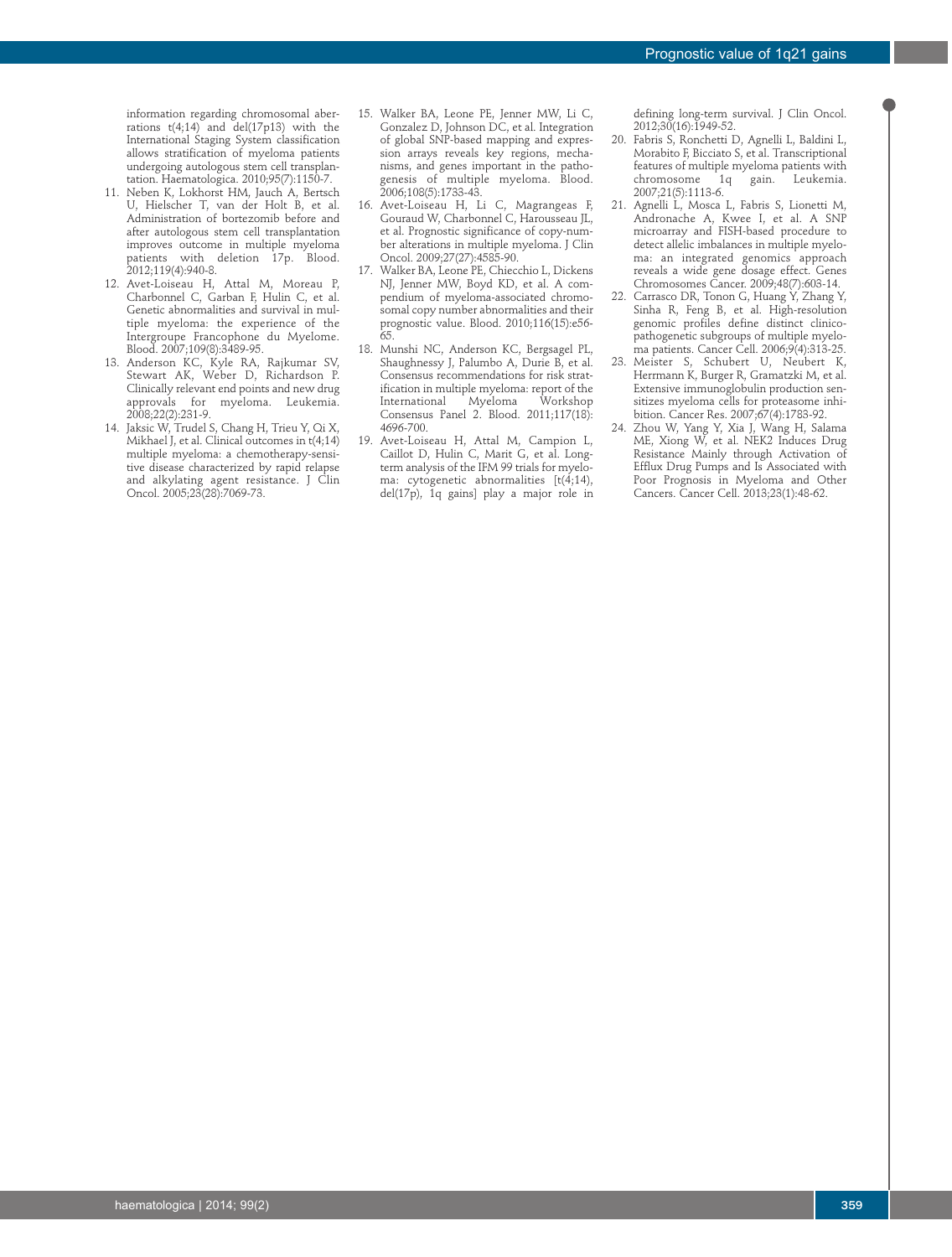information regarding chromosomal aberrations t(4;14) and del(17p13) with the International Staging System classification allows stratification of myeloma patients undergoing autologous stem cell transplantation. Haematologica. 2010;95(7):1150-7.

11. Neben K, Lokhorst HM, Jauch A, Bertsch U, Hielscher T, van der Holt B, et al. Administration of bortezomib before and after autologous stem cell transplantation improves outcome in multiple myeloma patients with deletion 17p. Blood. 2012;119(4):940-8.
12. Avet-Loiseau H, Attal M, Moreau P, Charbonnel C, Garban F, Hulin C, et al. Genetic abnormalities and survival in multiple myeloma: the experience of the Intergroupe Francophone du Myelome. Blood. 2007;109(8):3489-95.
13. Anderson KC, Kyle RA, Rajkumar SV, Stewart AK, Weber D, Richardson P. Clinically relevant end points and new drug approvals for myeloma. Leukemia. 2008;22(2):231-9.
14. Jaksic W, Trudel S, Chang H, Trieu Y, Qi X, Mikhael J, et al. Clinical outcomes in t(4;14) multiple myeloma: a chemotherapy-sensitive disease characterized by rapid relapse and alkylating agent resistance. J Clin Oncol. 2005;23(28):7069-73.
15. Walker BA, Leone PE, Jenner MW, Li C, Gonzalez D, Johnson DC, et al. Integration of global SNP-based mapping and expression arrays reveals key regions, mechanisms, and genes important in the pathogenesis of multiple myeloma. Blood. 2006;108(5):1733-43.
16. Avet-Loiseau H, Li C, Magrangeas F, Gouraud W, Charbonnel C, Harousseau JL, et al. Prognostic significance of copy-number alterations in multiple myeloma. J Clin Oncol. 2009;27(27):4585-90.
17. Walker BA, Leone PE, Chiecchio L, Dickens NJ, Jenner MW, Boyd KD, et al. A compendium of myeloma-associated chromosomal copy number abnormalities and their prognostic value. Blood. 2010;116(15):e56-65.
18. Munshi NC, Anderson KC, Bergsagel PL, Shaughnessy J, Palumbo A, Durie B, et al. Consensus recommendations for risk stratification in multiple myeloma: report of the International Myeloma Workshop Consensus Panel 2. Blood. 2011;117(18):4696-700.
19. Avet-Loiseau H, Attal M, Campion L, Caillot D, Hulin C, Marit G, et al. Long-term analysis of the IFM 99 trials for myeloma: cytogenetic abnormalities [t(4;14), del(17p), 1q gains] play a major role in defining long-term survival. J Clin Oncol. 2012;30(16):1949-52.
20. Fabris S, Ronchetti D, Agnelli L, Baldini L, Morabito F, Bicciato S, et al. Transcriptional features of multiple myeloma patients with chromosome 1q gain. Leukemia. 2007;21(5):1113-6.
21. Agnelli L, Mosca L, Fabris S, Lionetti M, Andronache A, Kwee I, et al. A SNP microarray and FISH-based procedure to detect allelic imbalances in multiple myeloma: an integrated genomics approach reveals a wide gene dosage effect. Genes Chromosomes Cancer. 2009;48(7):603-14.
22. Carrasco DR, Tonon G, Huang Y, Zhang Y, Sinha R, Feng B, et al. High-resolution genomic profiles define distinct clinico-pathogenetic subgroups of multiple myeloma patients. Cancer Cell. 2006;9(4):313-25.
23. Meister S, Schubert U, Neubert K, Herrmann K, Burger R, Gramatzki M, et al. Extensive immunoglobulin production sensitizes myeloma cells for proteasome inhibition. Cancer Res. 2007;67(4):1783-92.
24. Zhou W, Yang Y, Xia J, Wang H, Salama ME, Xiong W, et al. NEK2 Induces Drug Resistance Mainly through Activation of Efflux Drug Pumps and Is Associated with Poor Prognosis in Myeloma and Other Cancers. Cancer Cell. 2013;23(1):48-62.